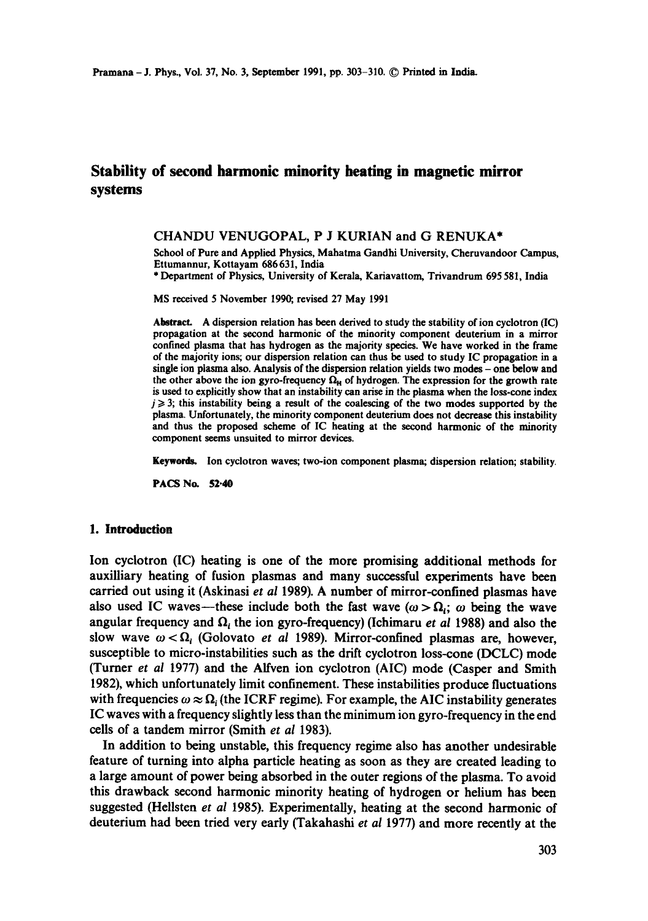# Stability of second harmonic minority heating in magnetic mirror systems

CHANDU VENUGOPAL, P J KURIAN and G RENUKA*

School of Pure and Applied Physics, Mahatma Gandhi University, Cheruvandoor Campus, Ettumannur, Kottayam 686 631, India

* Department of Physics, University of Kerala, Kariavattom, Trivandrum 695 581, India

MS received 5 November 1990; revised 27 May 1991

**Abstract.** A dispersion relation has been derived to study the stability of ion cyclotron (IC) propagation at the second harmonic of the minority component deuterium in a mirror confined plasma that has hydrogen as the majority species. We have worked in the frame of the majority ions; our dispersion relation can thus be used to study IC propagation in a single ion plasma also. Analysis of the dispersion relation yields two modes – one below and the other above the ion gyro-frequency $\Omega_H$ of hydrogen. The expression for the growth rate is used to explicitly show that an instability can arise in the plasma when the loss-cone index $j \geqslant 3$; this instability being a result of the coalescing of the two modes supported by the plasma. Unfortunately, the minority component deuterium does not decrease this instability and thus the proposed scheme of IC heating at the second harmonic of the minority component seems unsuited to mirror devices.

**Keywords.** Ion cyclotron waves; two-ion component plasma; dispersion relation; stability.

**PACS No.** 52·40

## 1. Introduction

Ion cyclotron (IC) heating is one of the more promising additional methods for auxilliary heating of fusion plasmas and many successful experiments have been carried out using it (Askinasi *et al* 1989). A number of mirror-confined plasmas have also used IC waves—these include both the fast wave ($\omega > \Omega_i$; $\omega$ being the wave angular frequency and $\Omega_i$ the ion gyro-frequency) (Ichimaru *et al* 1988) and also the slow wave $\omega < \Omega_i$ (Golovato *et al* 1989). Mirror-confined plasmas are, however, susceptible to micro-instabilities such as the drift cyclotron loss-cone (DCLC) mode (Turner *et al* 1977) and the Alfven ion cyclotron (AIC) mode (Casper and Smith 1982), which unfortunately limit confinement. These instabilities produce fluctuations with frequencies $\omega \approx \Omega_i$ (the ICRF regime). For example, the AIC instability generates IC waves with a frequency slightly less than the minimum ion gyro-frequency in the end cells of a tandem mirror (Smith *et al* 1983).

In addition to being unstable, this frequency regime also has another undesirable feature of turning into alpha particle heating as soon as they are created leading to a large amount of power being absorbed in the outer regions of the plasma. To avoid this drawback second harmonic minority heating of hydrogen or helium has been suggested (Hellsten *et al* 1985). Experimentally, heating at the second harmonic of deuterium had been tried very early (Takahashi *et al* 1977) and more recently at the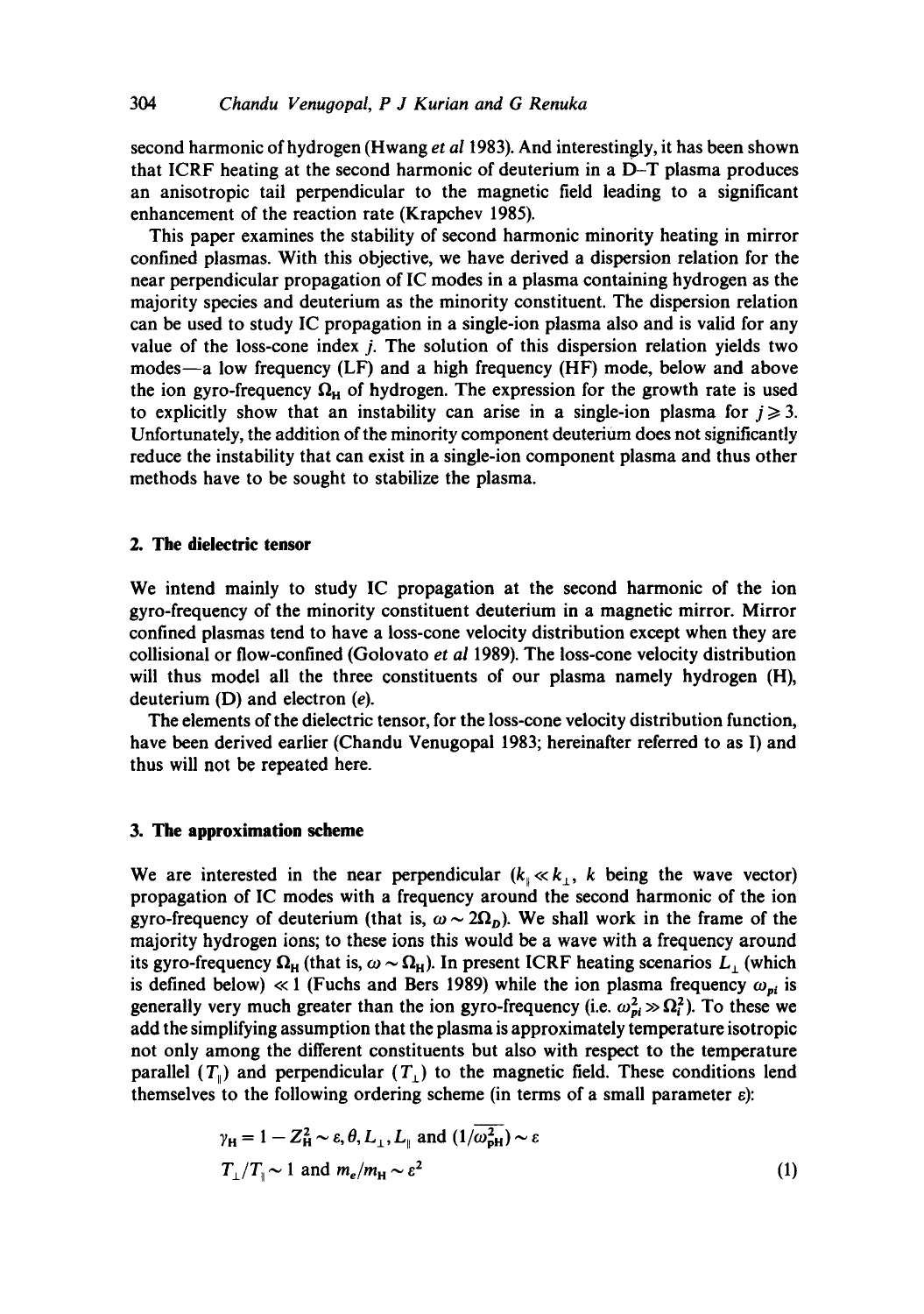second harmonic of hydrogen (Hwang *et al* 1983). And interestingly, it has been shown that ICRF heating at the second harmonic of deuterium in a D–T plasma produces an anisotropic tail perpendicular to the magnetic field leading to a significant enhancement of the reaction rate (Krapchev 1985).

This paper examines the stability of second harmonic minority heating in mirror confined plasmas. With this objective, we have derived a dispersion relation for the near perpendicular propagation of IC modes in a plasma containing hydrogen as the majority species and deuterium as the minority constituent. The dispersion relation can be used to study IC propagation in a single-ion plasma also and is valid for any value of the loss-cone index $j$. The solution of this dispersion relation yields two modes—a low frequency (LF) and a high frequency (HF) mode, below and above the ion gyro-frequency $\Omega_H$ of hydrogen. The expression for the growth rate is used to explicitly show that an instability can arise in a single-ion plasma for $j \geqslant 3$. Unfortunately, the addition of the minority component deuterium does not significantly reduce the instability that can exist in a single-ion component plasma and thus other methods have to be sought to stabilize the plasma.

## 2. The dielectric tensor

We intend mainly to study IC propagation at the second harmonic of the ion gyro-frequency of the minority constituent deuterium in a magnetic mirror. Mirror confined plasmas tend to have a loss-cone velocity distribution except when they are collisional or flow-confined (Golovato *et al* 1989). The loss-cone velocity distribution will thus model all the three constituents of our plasma namely hydrogen (H), deuterium (D) and electron ($e$).

The elements of the dielectric tensor, for the loss-cone velocity distribution function, have been derived earlier (Chandu Venugopal 1983; hereinafter referred to as I) and thus will not be repeated here.

## 3. The approximation scheme

We are interested in the near perpendicular ($k_\parallel \ll k_\perp$, $k$ being the wave vector) propagation of IC modes with a frequency around the second harmonic of the ion gyro-frequency of deuterium (that is, $\omega \sim 2\Omega_D$). We shall work in the frame of the majority hydrogen ions; to these ions this would be a wave with a frequency around its gyro-frequency $\Omega_H$ (that is, $\omega \sim \Omega_H$). In present ICRF heating scenarios $L_\perp$ (which is defined below) $\ll 1$ (Fuchs and Bers 1989) while the ion plasma frequency $\omega_{pi}$ is generally very much greater than the ion gyro-frequency (i.e. $\omega_{pi}^2 \gg \Omega_i^2$). To these we add the simplifying assumption that the plasma is approximately temperature isotropic not only among the different constituents but also with respect to the temperature parallel ($T_\parallel$) and perpendicular ($T_\perp$) to the magnetic field. These conditions lend themselves to the following ordering scheme (in terms of a small parameter $\varepsilon$):

$$\gamma_H = 1 - Z_H^2 \sim \varepsilon, \theta, L_\perp, L_\parallel \text{ and } (1/\overline{\omega_{pH}^2}) \sim \varepsilon$$
$$T_\perp / T_\parallel \sim 1 \text{ and } m_e/m_H \sim \varepsilon^2 \tag{1}$$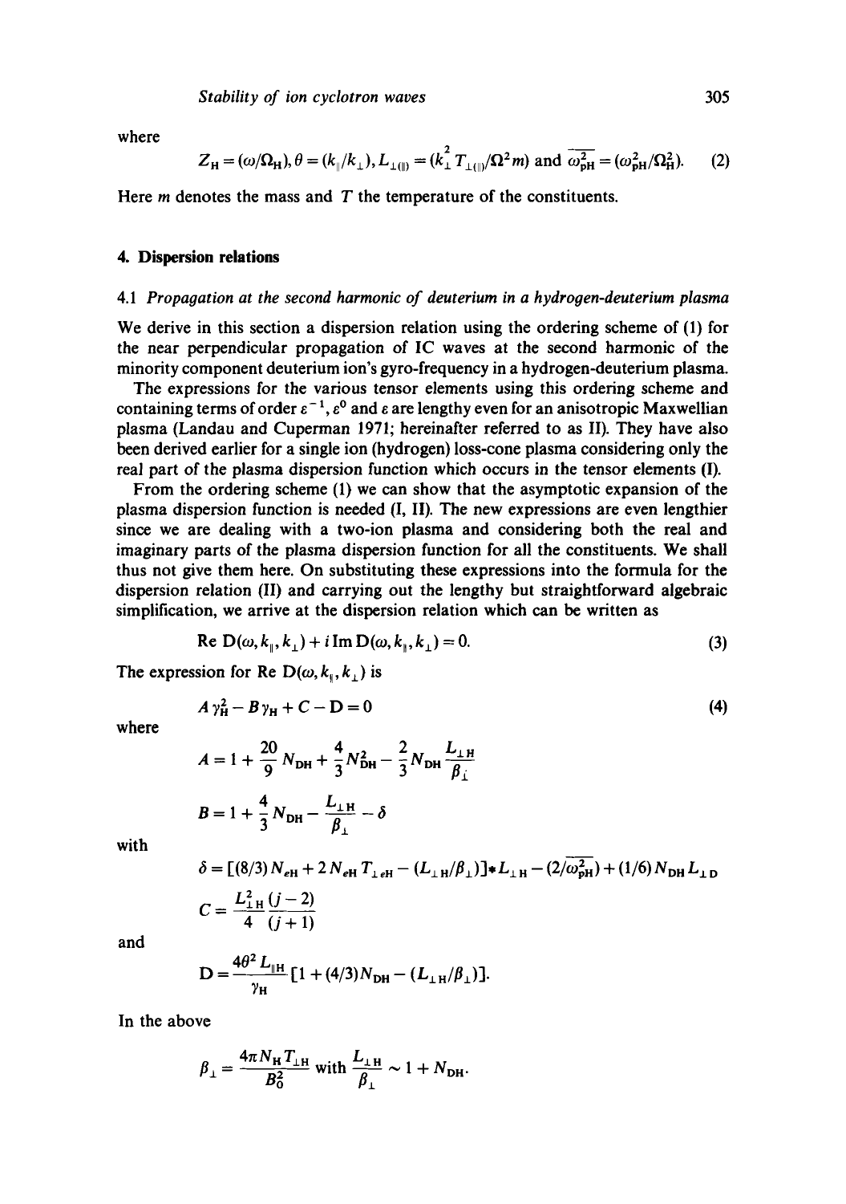where

$$Z_H = (\omega/\Omega_H), \theta = (k_\parallel/k_\perp), L_{\perp(\parallel)} = (k_\perp^2 T_{\perp(\parallel)}/\Omega^2 m) \text{ and } \overline{\omega_{pH}^2} = (\omega_{pH}^2/\Omega_H^2). \quad (2)$$

Here $m$ denotes the mass and $T$ the temperature of the constituents.

## 4. Dispersion relations

### 4.1 *Propagation at the second harmonic of deuterium in a hydrogen-deuterium plasma*

We derive in this section a dispersion relation using the ordering scheme of (1) for the near perpendicular propagation of IC waves at the second harmonic of the minority component deuterium ion's gyro-frequency in a hydrogen-deuterium plasma.

The expressions for the various tensor elements using this ordering scheme and containing terms of order $\varepsilon^{-1}$, $\varepsilon^0$ and $\varepsilon$ are lengthy even for an anisotropic Maxwellian plasma (Landau and Cuperman 1971; hereinafter referred to as II). They have also been derived earlier for a single ion (hydrogen) loss-cone plasma considering only the real part of the plasma dispersion function which occurs in the tensor elements (I).

From the ordering scheme (1) we can show that the asymptotic expansion of the plasma dispersion function is needed (I, II). The new expressions are even lengthier since we are dealing with a two-ion plasma and considering both the real and imaginary parts of the plasma dispersion function for all the constituents. We shall thus not give them here. On substituting these expressions into the formula for the dispersion relation (II) and carrying out the lengthy but straightforward algebraic simplification, we arrive at the dispersion relation which can be written as

$$\text{Re } D(\omega, k_\parallel, k_\perp) + i \,\text{Im } D(\omega, k_\parallel, k_\perp) = 0. \quad (3)$$

The expression for Re $D(\omega, k_\parallel, k_\perp)$ is

$$A\gamma_H^2 - B\gamma_H + C - D = 0 \quad (4)$$

where

$$A = 1 + \frac{20}{9} N_{DH} + \frac{4}{3} N_{DH}^2 - \frac{2}{3} N_{DH} \frac{L_{\perp H}}{\beta_\perp}$$

$$B = 1 + \frac{4}{3} N_{DH} - \frac{L_{\perp H}}{\beta_\perp} - \delta$$

with

$$\delta = [(8/3)N_{eH} + 2N_{eH}T_{\perp eH} - (L_{\perp H}/\beta_\perp)]*L_{\perp H} - (2/\overline{\omega_{pH}^2}) + (1/6)N_{DH}L_{\perp D}$$

$$C = \frac{L_{\perp H}^2}{4} \frac{(j-2)}{(j+1)}$$

and

$$D = \frac{4\theta^2 L_{\parallel H}}{\gamma_H}[1 + (4/3)N_{DH} - (L_{\perp H}/\beta_\perp)].$$

In the above

$$\beta_\perp = \frac{4\pi N_H T_{\perp H}}{B_0^2} \text{ with } \frac{L_{\perp H}}{\beta_\perp} \sim 1 + N_{DH}.$$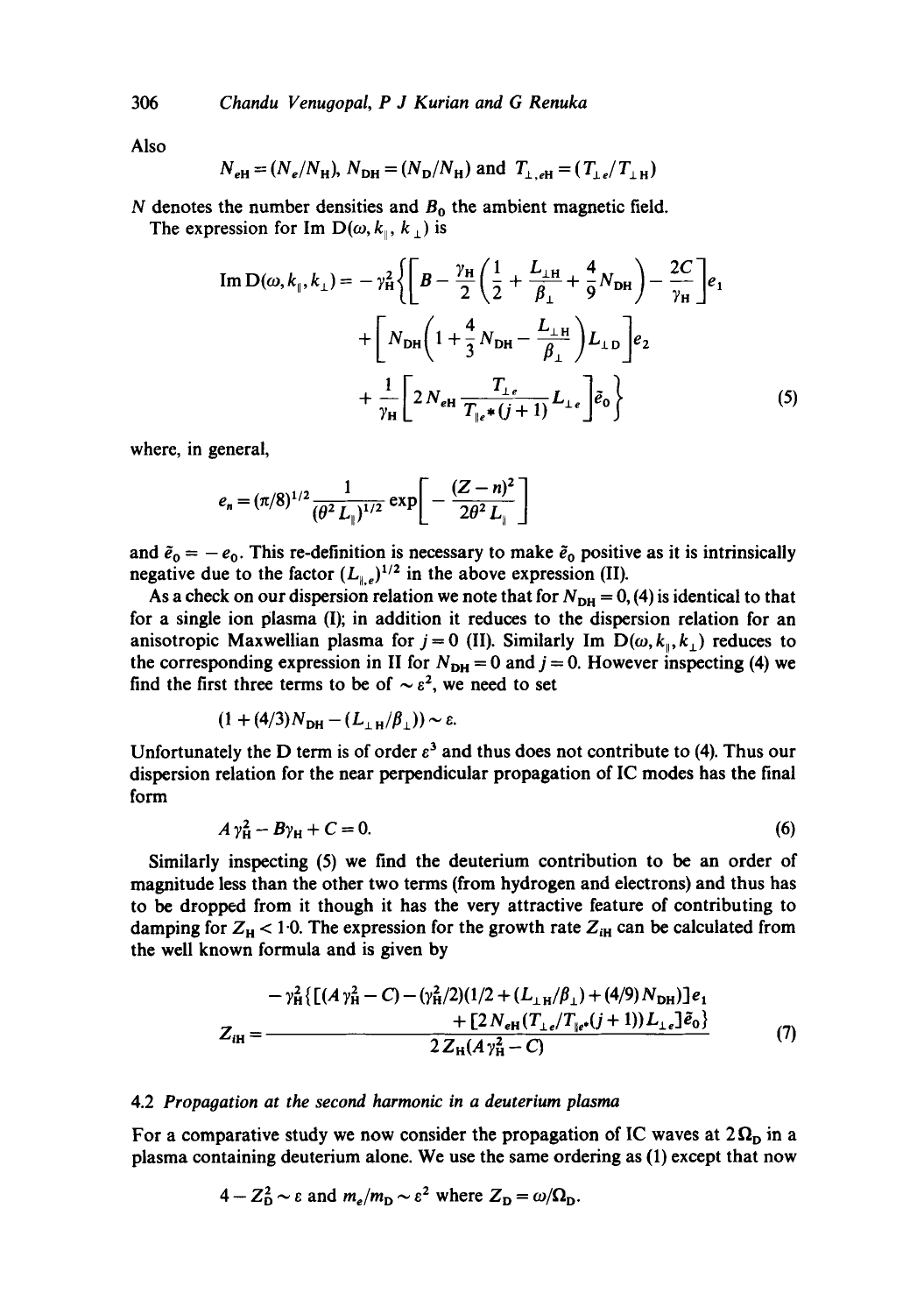Also

$$N_{eH} = (N_e/N_H),\ N_{DH} = (N_D/N_H) \text{ and } T_{\perp,eH} = (T_{\perp e}/T_{\perp H})$$

$N$ denotes the number densities and $B_0$ the ambient magnetic field.

The expression for Im $\mathrm{D}(\omega, k_\parallel, k_\perp)$ is

$$\begin{aligned}\operatorname{Im} \mathrm{D}(\omega, k_\parallel, k_\perp) = -\gamma_H^2 \Bigg\{ & \left[ B - \frac{\gamma_H}{2}\left( \frac{1}{2} + \frac{L_{\perp H}}{\beta_\perp} + \frac{4}{9} N_{DH} \right) - \frac{2C}{\gamma_H} \right] e_1 \\ & + \left[ N_{DH}\left( 1 + \frac{4}{3} N_{DH} - \frac{L_{\perp H}}{\beta_\perp} \right) L_{\perp D} \right] e_2 \\ & + \frac{1}{\gamma_H}\left[ 2 N_{eH} \frac{T_{\perp e}}{T_{\parallel e^*}(j+1)} L_{\perp e} \right] \tilde{e}_0 \Bigg\} \end{aligned} \tag{5}$$

where, in general,

$$e_n = (\pi/8)^{1/2} \frac{1}{(\theta^2 L_\parallel)^{1/2}} \exp\left[ -\frac{(Z-n)^2}{2\theta^2 L_\parallel} \right]$$

and $\tilde{e}_0 = -e_0$. This re-definition is necessary to make $\tilde{e}_0$ positive as it is intrinsically negative due to the factor $(L_{\parallel,e})^{1/2}$ in the above expression (II).

As a check on our dispersion relation we note that for $N_{DH} = 0$, (4) is identical to that for a single ion plasma (I); in addition it reduces to the dispersion relation for an anisotropic Maxwellian plasma for $j = 0$ (II). Similarly Im $\mathrm{D}(\omega, k_\parallel, k_\perp)$ reduces to the corresponding expression in II for $N_{DH} = 0$ and $j = 0$. However inspecting (4) we find the first three terms to be of $\sim \varepsilon^2$, we need to set

$$(1 + (4/3)N_{DH} - (L_{\perp H}/\beta_\perp)) \sim \varepsilon.$$

Unfortunately the D term is of order $\varepsilon^3$ and thus does not contribute to (4). Thus our dispersion relation for the near perpendicular propagation of IC modes has the final form

$$A\gamma_H^2 - B\gamma_H + C = 0. \tag{6}$$

Similarly inspecting (5) we find the deuterium contribution to be an order of magnitude less than the other two terms (from hydrogen and electrons) and thus has to be dropped from it though it has the very attractive feature of contributing to damping for $Z_H < 1{\cdot}0$. The expression for the growth rate $Z_{iH}$ can be calculated from the well known formula and is given by

$$Z_{iH} = \frac{-\gamma_H^2\{[(A\gamma_H^2 - C) - (\gamma_H^2/2)(1/2 + (L_{\perp H}/\beta_\perp) + (4/9)N_{DH})]e_1 + [2N_{eH}(T_{\perp e}/T_{\parallel e^*}(j+1))L_{\perp e}]\tilde{e}_0\}}{2Z_H(A\gamma_H^2 - C)} \tag{7}$$

### 4.2 *Propagation at the second harmonic in a deuterium plasma*

For a comparative study we now consider the propagation of IC waves at $2\Omega_D$ in a plasma containing deuterium alone. We use the same ordering as (1) except that now

$$4 - Z_D^2 \sim \varepsilon \text{ and } m_e/m_D \sim \varepsilon^2 \text{ where } Z_D = \omega/\Omega_D.$$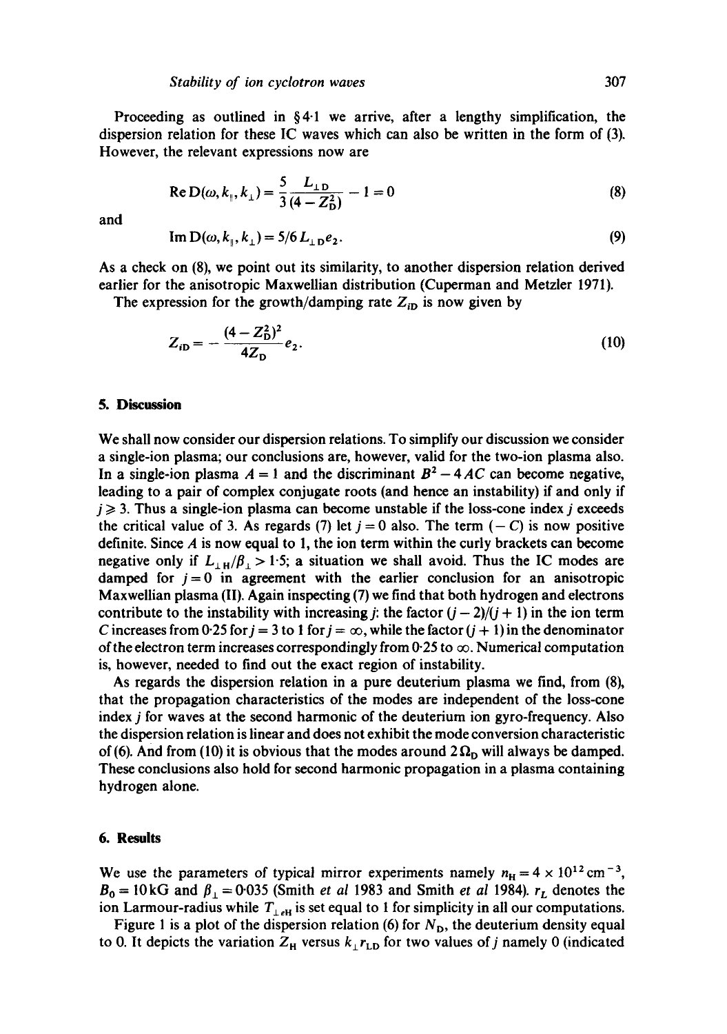Proceeding as outlined in §4·1 we arrive, after a lengthy simplification, the dispersion relation for these IC waves which can also be written in the form of (3). However, the relevant expressions now are

$$\mathrm{Re}\,\mathrm{D}(\omega, k_\parallel, k_\perp) = \frac{5}{3}\frac{L_{\perp \mathrm{D}}}{(4 - Z_\mathrm{D}^2)} - 1 = 0 \tag{8}$$

and

$$\mathrm{Im}\,\mathrm{D}(\omega, k_\parallel, k_\perp) = 5/6\, L_{\perp \mathrm{D}} e_2. \tag{9}$$

As a check on (8), we point out its similarity, to another dispersion relation derived earlier for the anisotropic Maxwellian distribution (Cuperman and Metzler 1971).

The expression for the growth/damping rate $Z_{i\mathrm{D}}$ is now given by

$$Z_{i\mathrm{D}} = -\frac{(4 - Z_\mathrm{D}^2)^2}{4 Z_\mathrm{D}} e_2. \tag{10}$$

## 5. Discussion

We shall now consider our dispersion relations. To simplify our discussion we consider a single-ion plasma; our conclusions are, however, valid for the two-ion plasma also. In a single-ion plasma $A = 1$ and the discriminant $B^2 - 4AC$ can become negative, leading to a pair of complex conjugate roots (and hence an instability) if and only if $j \geqslant 3$. Thus a single-ion plasma can become unstable if the loss-cone index $j$ exceeds the critical value of 3. As regards (7) let $j = 0$ also. The term $(-C)$ is now positive definite. Since $A$ is now equal to 1, the ion term within the curly brackets can become negative only if $L_{\perp \mathrm{H}}/\beta_\perp > 1{\cdot}5$; a situation we shall avoid. Thus the IC modes are damped for $j = 0$ in agreement with the earlier conclusion for an anisotropic Maxwellian plasma (II). Again inspecting (7) we find that both hydrogen and electrons contribute to the instability with increasing $j$: the factor $(j - 2)/(j + 1)$ in the ion term $C$ increases from 0·25 for $j = 3$ to 1 for $j = \infty$, while the factor $(j + 1)$ in the denominator of the electron term increases correspondingly from 0·25 to $\infty$. Numerical computation is, however, needed to find out the exact region of instability.

As regards the dispersion relation in a pure deuterium plasma we find, from (8), that the propagation characteristics of the modes are independent of the loss-cone index $j$ for waves at the second harmonic of the deuterium ion gyro-frequency. Also the dispersion relation is linear and does not exhibit the mode conversion characteristic of (6). And from (10) it is obvious that the modes around $2\Omega_\mathrm{D}$ will always be damped. These conclusions also hold for second harmonic propagation in a plasma containing hydrogen alone.

## 6. Results

We use the parameters of typical mirror experiments namely $n_\mathrm{H} = 4 \times 10^{12}\,\mathrm{cm}^{-3}$, $B_0 = 10\,\mathrm{kG}$ and $\beta_\perp = 0{\cdot}035$ (Smith *et al* 1983 and Smith *et al* 1984). $r_L$ denotes the ion Larmour-radius while $T_{\perp e\mathrm{H}}$ is set equal to 1 for simplicity in all our computations.

Figure 1 is a plot of the dispersion relation (6) for $N_\mathrm{D}$, the deuterium density equal to 0. It depicts the variation $Z_\mathrm{H}$ versus $k_\perp r_{L\mathrm{D}}$ for two values of $j$ namely 0 (indicated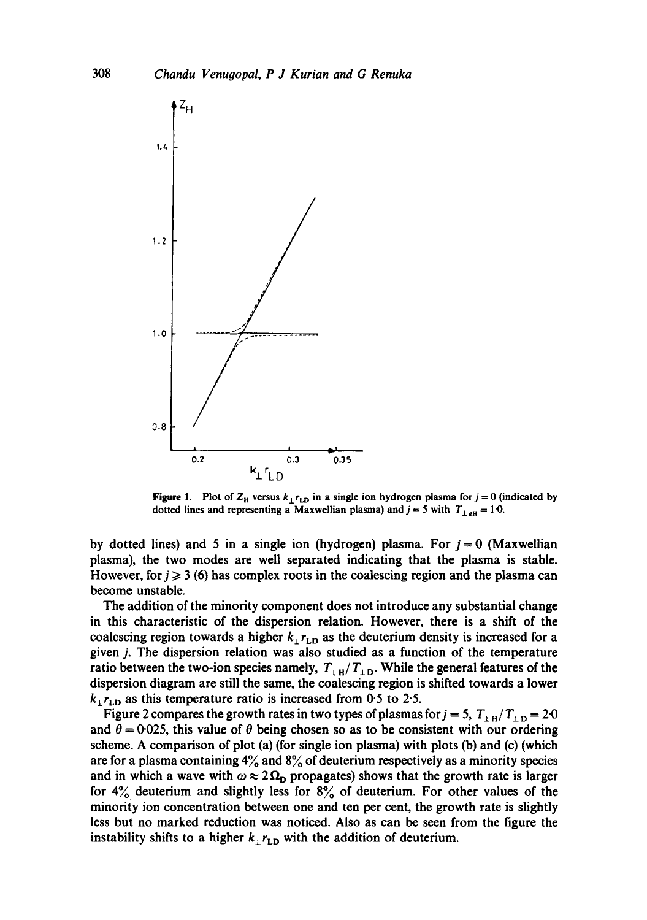$Z_H$

1.4

1.2

1.0

0.8

0.2

0.3

0.35

$k_\perp r_{LD}$

**Figure 1.** Plot of $Z_H$ versus $k_\perp r_{LD}$ in a single ion hydrogen plasma for $j = 0$ (indicated by dotted lines and representing a Maxwellian plasma) and $j = 5$ with $T_{\perp eH} = 1{\cdot}0$.

by dotted lines) and 5 in a single ion (hydrogen) plasma. For $j = 0$ (Maxwellian plasma), the two modes are well separated indicating that the plasma is stable. However, for $j \geqslant 3$ (6) has complex roots in the coalescing region and the plasma can become unstable.

The addition of the minority component does not introduce any substantial change in this characteristic of the dispersion relation. However, there is a shift of the coalescing region towards a higher $k_\perp r_{LD}$ as the deuterium density is increased for a given $j$. The dispersion relation was also studied as a function of the temperature ratio between the two-ion species namely, $T_{\perp H}/T_{\perp D}$. While the general features of the dispersion diagram are still the same, the coalescing region is shifted towards a lower $k_\perp r_{LD}$ as this temperature ratio is increased from 0·5 to 2·5.

Figure 2 compares the growth rates in two types of plasmas for $j = 5$, $T_{\perp H}/T_{\perp D} = 2{\cdot}0$ and $\theta = 0{\cdot}025$, this value of $\theta$ being chosen so as to be consistent with our ordering scheme. A comparison of plot (a) (for single ion plasma) with plots (b) and (c) (which are for a plasma containing 4% and 8% of deuterium respectively as a minority species and in which a wave with $\omega \approx 2\Omega_D$ propagates) shows that the growth rate is larger for 4% deuterium and slightly less for 8% of deuterium. For other values of the minority ion concentration between one and ten per cent, the growth rate is slightly less but no marked reduction was noticed. Also as can be seen from the figure the instability shifts to a higher $k_\perp r_{LD}$ with the addition of deuterium.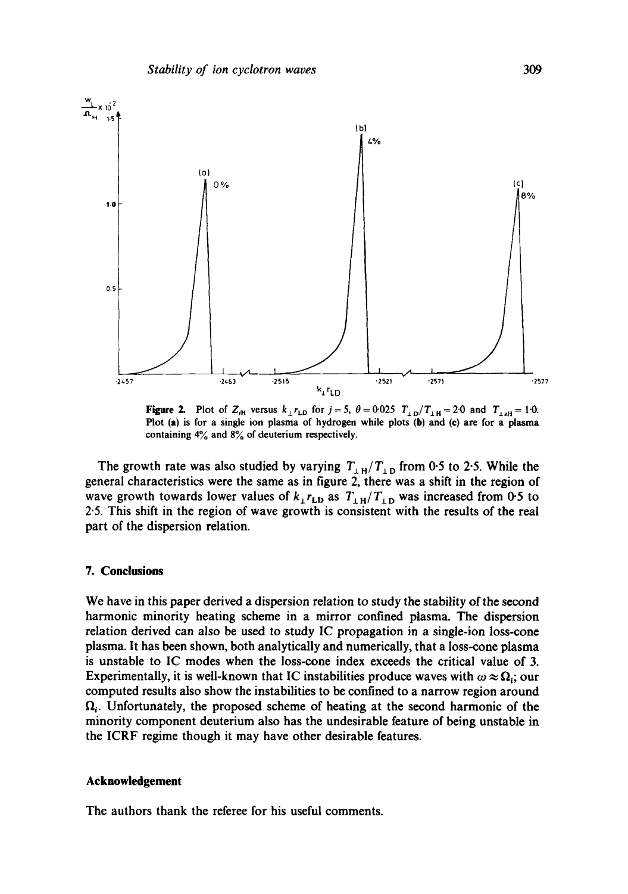$\frac{w_I}{\Omega_H} \times 10^{-2}$

1.5

1.0

0.5

(a) 0%

(b) 4%

(c) 8%

·2457 ·2463 ·2515 ·2521 ·2571 ·2577

$k_\perp r_{LD}$

**Figure 2.** Plot of $Z_{iH}$ versus $k_\perp r_{LD}$ for $j = 5$, $\theta = 0{\cdot}025$ $T_{\perp D}/T_{\perp H} = 2{\cdot}0$ and $T_{\perp eH} = 1{\cdot}0$. Plot (a) is for a single ion plasma of hydrogen while plots (b) and (c) are for a plasma containing 4% and 8% of deuterium respectively.

The growth rate was also studied by varying $T_{\perp H}/T_{\perp D}$ from 0·5 to 2·5. While the general characteristics were the same as in figure 2, there was a shift in the region of wave growth towards lower values of $k_\perp r_{LD}$ as $T_{\perp H}/T_{\perp D}$ was increased from 0·5 to 2·5. This shift in the region of wave growth is consistent with the results of the real part of the dispersion relation.

## 7. Conclusions

We have in this paper derived a dispersion relation to study the stability of the second harmonic minority heating scheme in a mirror confined plasma. The dispersion relation derived can also be used to study IC propagation in a single-ion loss-cone plasma. It has been shown, both analytically and numerically, that a loss-cone plasma is unstable to IC modes when the loss-cone index exceeds the critical value of 3. Experimentally, it is well-known that IC instabilities produce waves with $\omega \approx \Omega_i$; our computed results also show the instabilities to be confined to a narrow region around $\Omega_i$. Unfortunately, the proposed scheme of heating at the second harmonic of the minority component deuterium also has the undesirable feature of being unstable in the ICRF regime though it may have other desirable features.

## Acknowledgement

The authors thank the referee for his useful comments.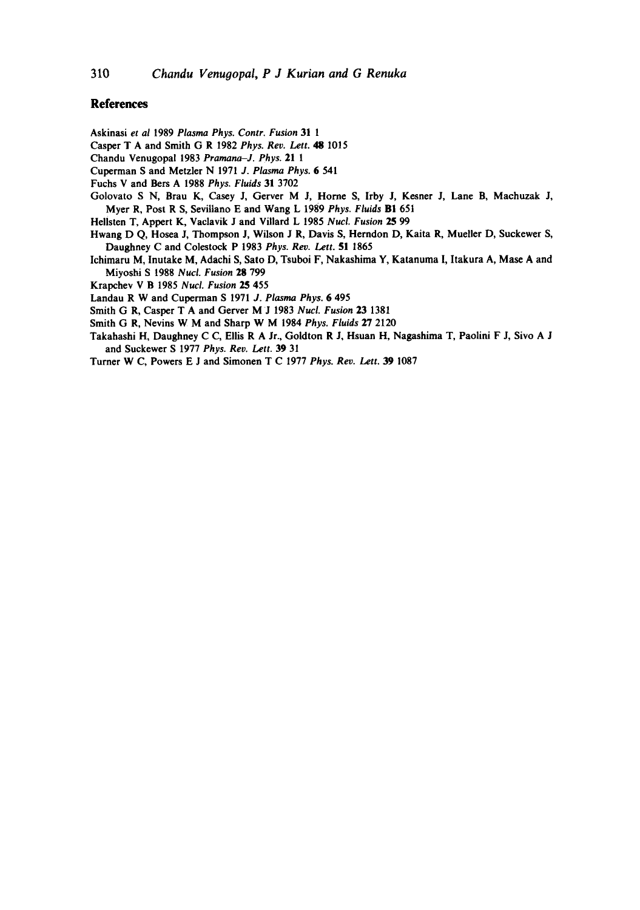## References

Askinasi *et al* 1989 *Plasma Phys. Contr. Fusion* **31** 1

Casper T A and Smith G R 1982 *Phys. Rev. Lett.* **48** 1015

Chandu Venugopal 1983 *Pramana–J. Phys.* **21** 1

Cuperman S and Metzler N 1971 *J. Plasma Phys.* **6** 541

Fuchs V and Bers A 1988 *Phys. Fluids* **31** 3702

Golovato S N, Brau K, Casey J, Gerver M J, Horne S, Irby J, Kesner J, Lane B, Machuzak J, Myer R, Post R S, Seviliano E and Wang L 1989 *Phys. Fluids* **B1** 651

Hellsten T, Appert K, Vaclavik J and Villard L 1985 *Nucl. Fusion* **25** 99

Hwang D Q, Hosea J, Thompson J, Wilson J R, Davis S, Herndon D, Kaita R, Mueller D, Suckewer S, Daughney C and Colestock P 1983 *Phys. Rev. Lett.* **51** 1865

Ichimaru M, Inutake M, Adachi S, Sato D, Tsuboi F, Nakashima Y, Katanuma I, Itakura A, Mase A and Miyoshi S 1988 *Nucl. Fusion* **28** 799

Krapchev V B 1985 *Nucl. Fusion* **25** 455

Landau R W and Cuperman S 1971 *J. Plasma Phys.* **6** 495

Smith G R, Casper T A and Gerver M J 1983 *Nucl. Fusion* **23** 1381

Smith G R, Nevins W M and Sharp W M 1984 *Phys. Fluids* **27** 2120

Takahashi H, Daughney C C, Ellis R A Jr., Goldton R J, Hsuan H, Nagashima T, Paolini F J, Sivo A J and Suckewer S 1977 *Phys. Rev. Lett.* **39** 31

Turner W C, Powers E J and Simonen T C 1977 *Phys. Rev. Lett.* **39** 1087